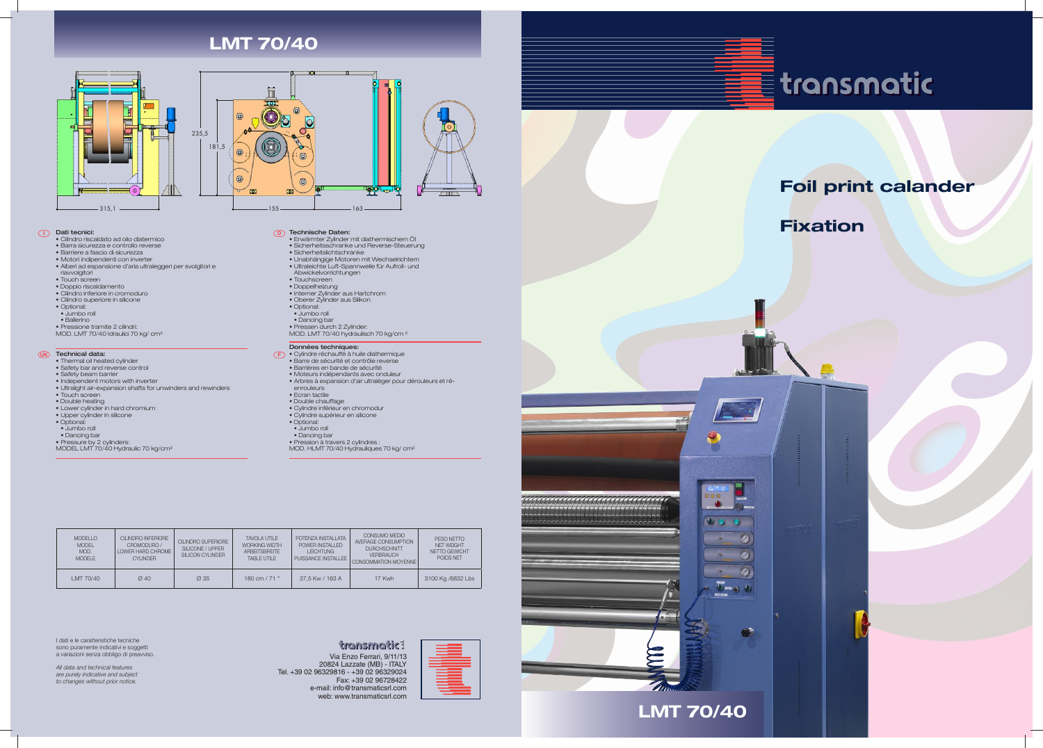# LMT 70/40

235,5

181,5

315,1

155

163

## I — Dati tecnici:

- Cilindro riscaldato ad olio diatermico
- Barra sicurezza e controllo reverse
- Barriere a fascio di sicurezza
- Motori indipendenti con inverter
- Alberi ad espansione d'aria ultraleggeri per svolgitori e riavvolgitori
- Touch screen
- Doppio riscaldamento
- Cilindro inferiore in cromoduro
- Cilindro superiore in silicone
- Optional:
  - Jumbo roll
  - Ballerino
- Pressione tramite 2 cilindri:

MOD. LMT 70/40 Idraulici 70 kg/ cm²

## UK — Technical data:

- Thermal oil heated cylinder
- Safety bar and reverse control
- Safety beam barrier
- Independent motors with inverter
- Ultralight air-expansion shafts for unwinders and rewinders
- Touch screen
- Double heating
- Lower cylinder in hard chromium
- Upper cylinder in silicone
- Optional:
  - Jumbo roll
  - Dancing bar
- Pressure by 2 cylinders:

MODEL LMT 70/40 Hydraulic 70 kg/cm²

## D — Technische Daten:

- Erwärmter Zylinder mit diathermischem Öl
- Sicherheitsschranke und Reverse-Steuerung
- Sicherheitslichtschranke
- Unabhängige Motoren mit Wechselrichtern
- Ultraleichte Luft-Spannwelle für Aufroll- und Abwickelvorrichtungen
- Touchscreen
- Doppelheizung
- Interner Zylinder aus Hartchrom
- Oberer Zylinder aus Silikon
- Optional:
  - Jumbo roll
  - Dancing bar
- Pressen durch 2 Zylinder:

MOD. LMT 70/40 hydraulisch 70 kg/cm ²

## F — Données techniques:

- Cylindre réchauffé à huile diathermique
- Barre de sécurité et contrôle reverse
- Barrières en bande de sécurité
- Moteurs indépendants avec onduleur
- Arbres à expansion d'air ultraléger pour dérouleurs et ré-enrouleurs
- Ecran tactile
- Double chauffage
- Cylindre inférieur en chromodur
- Cylindre supérieur en silicone
- Optional:
  - Jumbo roll
  - Dancing bar
- Pression à travers 2 cylindres :

MOD. HLMT 70/40 Hydrauliques 70 kg/ cm²

| MODELLO MODEL MOD. MODELE | CILINDRO INFERIORE CROMODURO / LOWER HARD CHROME CYLINDER | CILINDRO SUPERIORE SILICONE / UPPER SILICON CYLINDER | TAVOLA UTILE WORKING WIDTH ARBEITSBREITE TABLE UTILE | POTENZA INSTALLATA POWER INSTALLED LEICHTUNG PUISSANCE INSTALLEE | CONSUMO MEDIO AVERAGE CONSUMPTION DURCHSCHNITT VERBRAUCH CONSOMMATION MOYENNE | PESO NETTO NET WEIGHT NETTO GEWICHT POIDS NET |
|---|---|---|---|---|---|---|
| LMT 70/40 | Ø 40 | Ø 35 | 180 cm / 71 " | 37,5 Kw / 163 A | 17 Kwh | 3100 Kg /6832 Lbs |

I dati e le caratteristiche tecniche sono puramente indicativi e soggetti a variazioni senza obbligo di preavviso.

*All data and technical features are purely indicative and subject to changes without prior notice.*

transmatic s.r.l.
Via Enzo Ferrari, 9/11/13
20824 Lazzate (MB) - ITALY
Tel. +39 02 96329816 - +39 02 96329024
Fax: +39 02 96728422
e-mail: info@transmaticsrl.com
web: www.transmaticsrl.com

transmatic

# Foil print calander

# Fixation

# LMT 70/40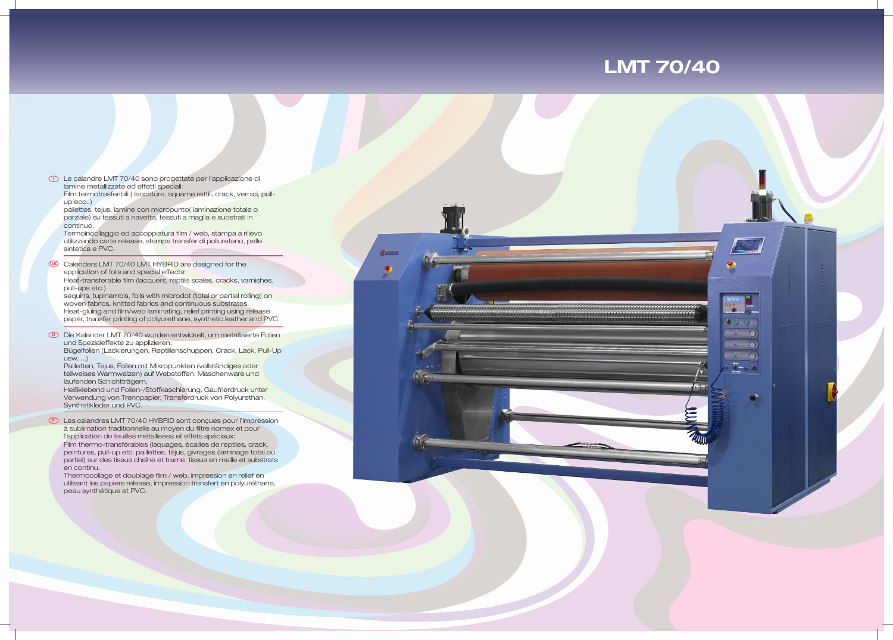# LMT 70/40

Ⓘ Le calandre LMT 70/40 sono progettate per l'applicazione di lamine metallizzate ed effetti speciali:
Film termotrasferibili ( laccature, squame rettili, crack, vernici, pull-up ecc..)
paillettes, tejus, lamine con micropunto( laminazione totale o parziale) su tessuti a navetta, tessuti a maglia e substrati in continuo.
Termoincollaggio ed accoppiatura film / web, stampa a rilievo utilizzando carte release, stampa transfer di poliuretano, pelle sintetica e PVC.

ⓊⓀ Calenders LMT 70/40 LMT HYBRID are designed for the application of foils and special effects:
Heat-transferable film (lacquers, reptile scales, cracks, varnishes, pull-ups etc.)
sequins, tupinambis, foils with microdot (total or partial rolling) on woven fabrics, knitted fabrics and continuous substrates.
Heat-gluing and film/web laminating, relief printing using release paper, transfer printing of polyurethane, synthetic leather and PVC.

Ⓓ Die Kalander LMT 70/40 wurden entwickelt, um metallisierte Folien und Spezialeffekte zu applizieren:
Bügelfolien (Lackierungen, Reptilienschuppen, Crack, Lack, Pull-Up usw. ...)
Pailletten, Tejus, Folien mit Mikropunkten (vollständiges oder teilweises Warmwalzen) auf Webstoffen, Maschenware und laufenden Schichtträgern.
Heißklebend und Folien-/Stoffkaschierung, Gaufrierdruck unter Verwendung von Trennpapier, Transferdruck von Polyurethan, Synthetikleder und PVC.

Ⓕ Les calandres LMT 70/40 HYBRID sont conçues pour l'impression à sublimation traditionnelle au moyen du filtre nomex et pour l'application de feuilles métallisées et effets spéciaux:
Film thermo-transférables (laquages, écailles de reptiles, crack, peintures, pull-up etc. paillettes, téjus, givrages (laminage total ou partiel) sur des tissus chaîne et trame, tissus en maille et substrats en continu.
Thermocollage et doublage film / web, impression en relief en utilisant les papiers release, impression transfert en polyuréthane, peau synthétique et PVC.